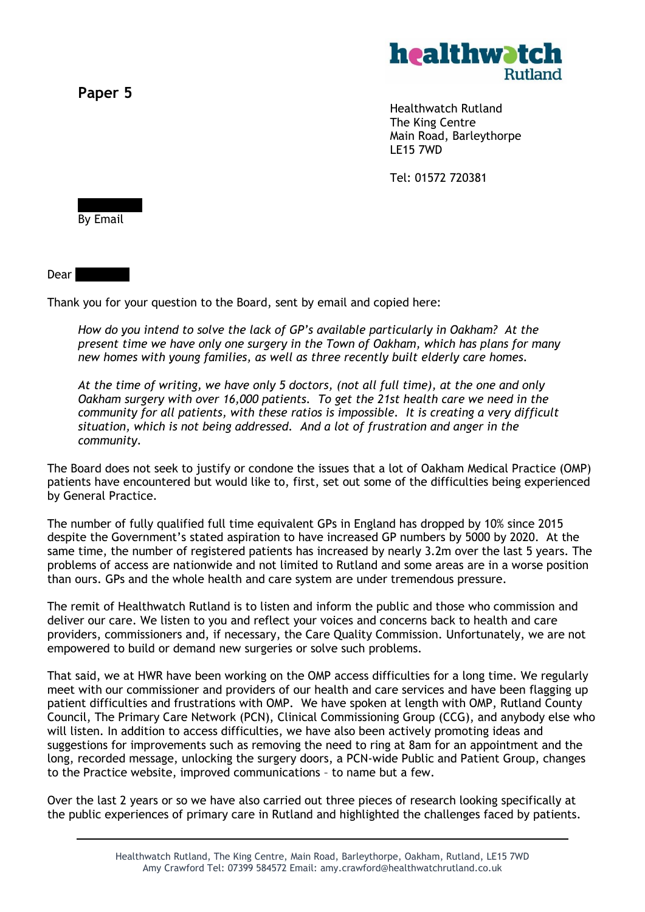**Paper 5**

Healthwatch Rutland
The King Centre
Main Road, Barleythorpe
LE15 7WD

Tel: 01572 720381

By Email

Dear

Thank you for your question to the Board, sent by email and copied here:

> *How do you intend to solve the lack of GP's available particularly in Oakham? At the present time we have only one surgery in the Town of Oakham, which has plans for many new homes with young families, as well as three recently built elderly care homes.*
>
> *At the time of writing, we have only 5 doctors, (not all full time), at the one and only Oakham surgery with over 16,000 patients. To get the 21st health care we need in the community for all patients, with these ratios is impossible. It is creating a very difficult situation, which is not being addressed. And a lot of frustration and anger in the community.*

The Board does not seek to justify or condone the issues that a lot of Oakham Medical Practice (OMP) patients have encountered but would like to, first, set out some of the difficulties being experienced by General Practice.

The number of fully qualified full time equivalent GPs in England has dropped by 10% since 2015 despite the Government's stated aspiration to have increased GP numbers by 5000 by 2020. At the same time, the number of registered patients has increased by nearly 3.2m over the last 5 years. The problems of access are nationwide and not limited to Rutland and some areas are in a worse position than ours. GPs and the whole health and care system are under tremendous pressure.

The remit of Healthwatch Rutland is to listen and inform the public and those who commission and deliver our care. We listen to you and reflect your voices and concerns back to health and care providers, commissioners and, if necessary, the Care Quality Commission. Unfortunately, we are not empowered to build or demand new surgeries or solve such problems.

That said, we at HWR have been working on the OMP access difficulties for a long time. We regularly meet with our commissioner and providers of our health and care services and have been flagging up patient difficulties and frustrations with OMP. We have spoken at length with OMP, Rutland County Council, The Primary Care Network (PCN), Clinical Commissioning Group (CCG), and anybody else who will listen. In addition to access difficulties, we have also been actively promoting ideas and suggestions for improvements such as removing the need to ring at 8am for an appointment and the long, recorded message, unlocking the surgery doors, a PCN-wide Public and Patient Group, changes to the Practice website, improved communications – to name but a few.

Over the last 2 years or so we have also carried out three pieces of research looking specifically at the public experiences of primary care in Rutland and highlighted the challenges faced by patients.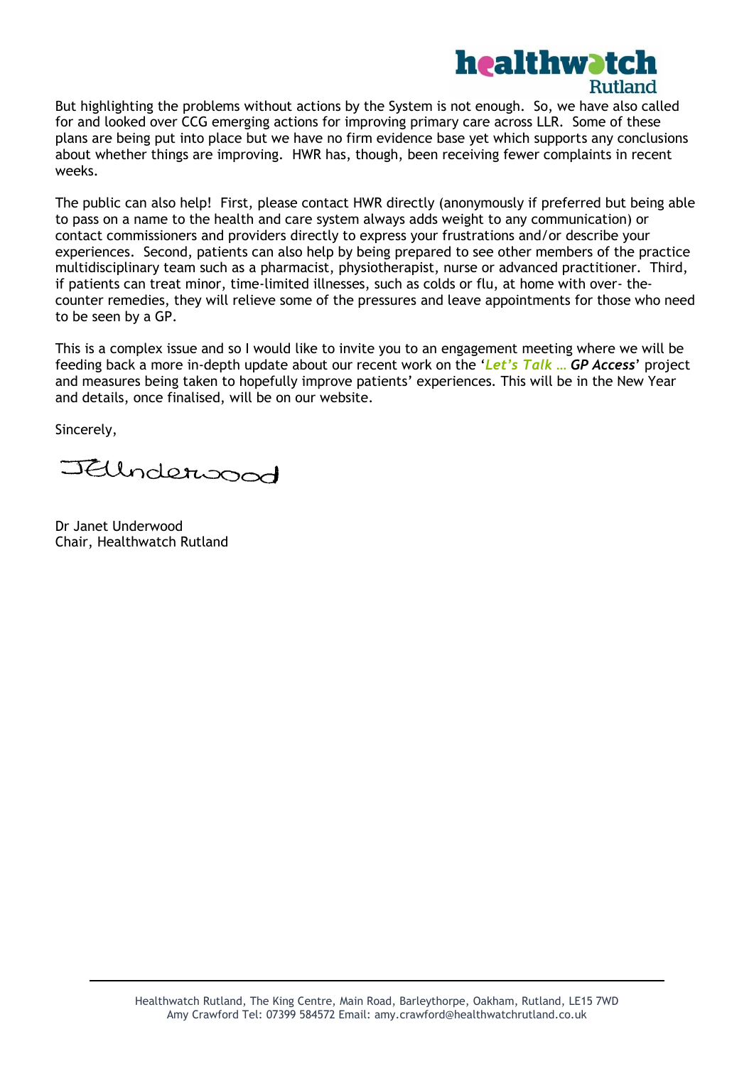But highlighting the problems without actions by the System is not enough. So, we have also called for and looked over CCG emerging actions for improving primary care across LLR. Some of these plans are being put into place but we have no firm evidence base yet which supports any conclusions about whether things are improving. HWR has, though, been receiving fewer complaints in recent weeks.

The public can also help! First, please contact HWR directly (anonymously if preferred but being able to pass on a name to the health and care system always adds weight to any communication) or contact commissioners and providers directly to express your frustrations and/or describe your experiences. Second, patients can also help by being prepared to see other members of the practice multidisciplinary team such as a pharmacist, physiotherapist, nurse or advanced practitioner. Third, if patients can treat minor, time-limited illnesses, such as colds or flu, at home with over- the-counter remedies, they will relieve some of the pressures and leave appointments for those who need to be seen by a GP.

This is a complex issue and so I would like to invite you to an engagement meeting where we will be feeding back a more in-depth update about our recent work on the '***Let's Talk … GP Access***' project and measures being taken to hopefully improve patients' experiences. This will be in the New Year and details, once finalised, will be on our website.

Sincerely,

JEUnderwood

Dr Janet Underwood
Chair, Healthwatch Rutland

Healthwatch Rutland, The King Centre, Main Road, Barleythorpe, Oakham, Rutland, LE15 7WD
Amy Crawford Tel: 07399 584572 Email: amy.crawford@healthwatchrutland.co.uk